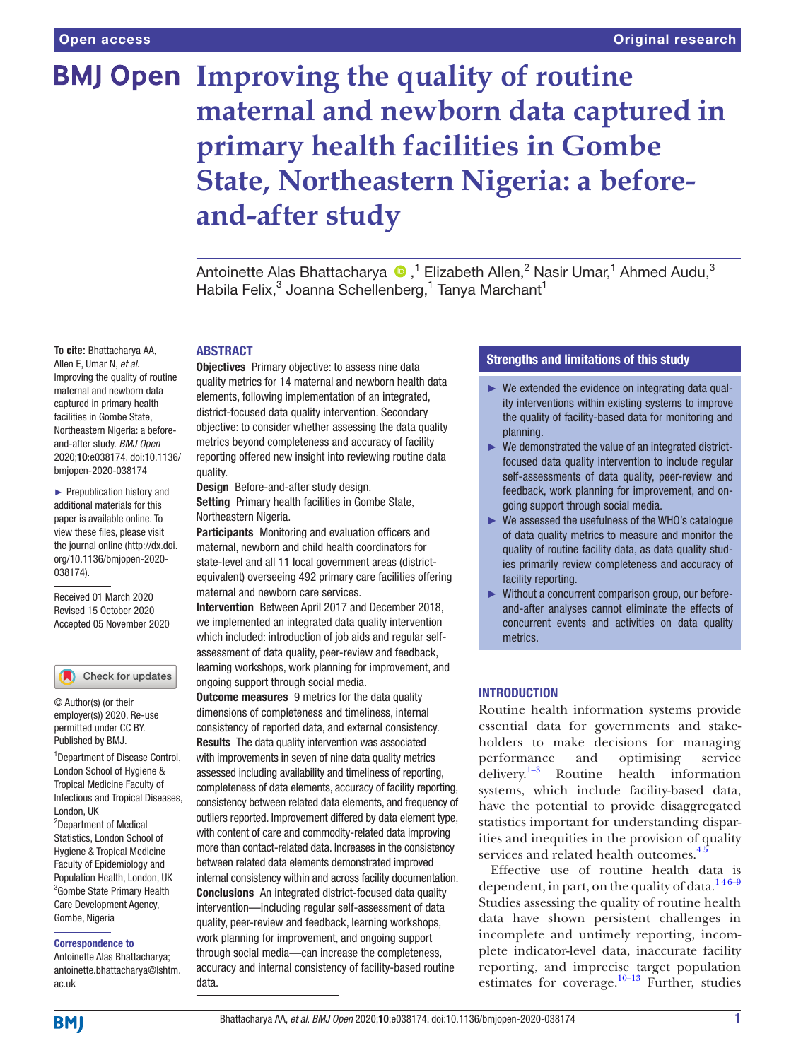# Improving the quality of routine maternal and newborn data captured in primary health facilities in Gombe State, Northeastern Nigeria: a before-and-after study

Antoinette Alas Bhattacharya[1], Elizabeth Allen,[2] Nasir Umar,[1] Ahmed Audu,[3] Habila Felix,[3] Joanna Schellenberg,[1] Tanya Marchant[1]

**To cite:** Bhattacharya AA, Allen E, Umar N, *et al*. Improving the quality of routine maternal and newborn data captured in primary health facilities in Gombe State, Northeastern Nigeria: a before-and-after study. *BMJ Open* 2020;**10**:e038174. doi:10.1136/bmjopen-2020-038174

► Prepublication history and additional materials for this paper is available online. To view these files, please visit the journal online (http://dx.doi.org/10.1136/bmjopen-2020-038174).

Received 01 March 2020
Revised 15 October 2020
Accepted 05 November 2020

© Author(s) (or their employer(s)) 2020. Re-use permitted under CC BY. Published by BMJ.

[1]Department of Disease Control, London School of Hygiene & Tropical Medicine Faculty of Infectious and Tropical Diseases, London, UK
[2]Department of Medical Statistics, London School of Hygiene & Tropical Medicine Faculty of Epidemiology and Population Health, London, UK
[3]Gombe State Primary Health Care Development Agency, Gombe, Nigeria

**Correspondence to**
Antoinette Alas Bhattacharya; antoinette.bhattacharya@lshtm.ac.uk

## ABSTRACT

**Objectives** Primary objective: to assess nine data quality metrics for 14 maternal and newborn health data elements, following implementation of an integrated, district-focused data quality intervention. Secondary objective: to consider whether assessing the data quality metrics beyond completeness and accuracy of facility reporting offered new insight into reviewing routine data quality.

**Design** Before-and-after study design.

**Setting** Primary health facilities in Gombe State, Northeastern Nigeria.

**Participants** Monitoring and evaluation officers and maternal, newborn and child health coordinators for state-level and all 11 local government areas (district-equivalent) overseeing 492 primary care facilities offering maternal and newborn care services.

**Intervention** Between April 2017 and December 2018, we implemented an integrated data quality intervention which included: introduction of job aids and regular self-assessment of data quality, peer-review and feedback, learning workshops, work planning for improvement, and ongoing support through social media.

**Outcome measures** 9 metrics for the data quality dimensions of completeness and timeliness, internal consistency of reported data, and external consistency.

**Results** The data quality intervention was associated with improvements in seven of nine data quality metrics assessed including availability and timeliness of reporting, completeness of data elements, accuracy of facility reporting, consistency between related data elements, and frequency of outliers reported. Improvement differed by data element type, with content of care and commodity-related data improving more than contact-related data. Increases in the consistency between related data elements demonstrated improved internal consistency within and across facility documentation.

**Conclusions** An integrated district-focused data quality intervention—including regular self-assessment of data quality, peer-review and feedback, learning workshops, work planning for improvement, and ongoing support through social media—can increase the completeness, accuracy and internal consistency of facility-based routine data.

## Strengths and limitations of this study

- ► We extended the evidence on integrating data quality interventions within existing systems to improve the quality of facility-based data for monitoring and planning.
- ► We demonstrated the value of an integrated district-focused data quality intervention to include regular self-assessments of data quality, peer-review and feedback, work planning for improvement, and ongoing support through social media.
- ► We assessed the usefulness of the WHO's catalogue of data quality metrics to measure and monitor the quality of routine facility data, as data quality studies primarily review completeness and accuracy of facility reporting.
- ► Without a concurrent comparison group, our before-and-after analyses cannot eliminate the effects of concurrent events and activities on data quality metrics.

## INTRODUCTION

Routine health information systems provide essential data for governments and stakeholders to make decisions for managing performance and optimising service delivery.[1–3] Routine health information systems, which include facility-based data, have the potential to provide disaggregated statistics important for understanding disparities and inequities in the provision of quality services and related health outcomes.[4,5]

Effective use of routine health data is dependent, in part, on the quality of data.[1,4,6–9] Studies assessing the quality of routine health data have shown persistent challenges in incomplete and untimely reporting, incomplete indicator-level data, inaccurate facility reporting, and imprecise target population estimates for coverage.[10–13] Further, studies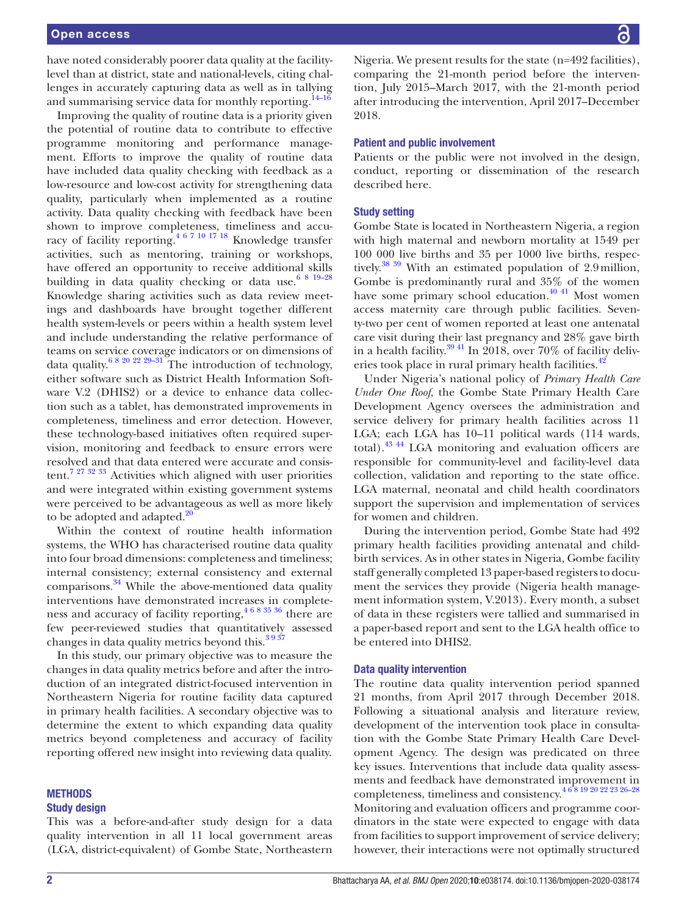have noted considerably poorer data quality at the facility-level than at district, state and national-levels, citing challenges in accurately capturing data as well as in tallying and summarising service data for monthly reporting.[14–16]

Improving the quality of routine data is a priority given the potential of routine data to contribute to effective programme monitoring and performance management. Efforts to improve the quality of routine data have included data quality checking with feedback as a low-resource and low-cost activity for strengthening data quality, particularly when implemented as a routine activity. Data quality checking with feedback have been shown to improve completeness, timeliness and accuracy of facility reporting.[4 6 7 10 17 18] Knowledge transfer activities, such as mentoring, training or workshops, have offered an opportunity to receive additional skills building in data quality checking or data use.[6 8 19–28] Knowledge sharing activities such as data review meetings and dashboards have brought together different health system-levels or peers within a health system level and include understanding the relative performance of teams on service coverage indicators or on dimensions of data quality.[6 8 20 22 29–31] The introduction of technology, either software such as District Health Information Software V.2 (DHIS2) or a device to enhance data collection such as a tablet, has demonstrated improvements in completeness, timeliness and error detection. However, these technology-based initiatives often required supervision, monitoring and feedback to ensure errors were resolved and that data entered were accurate and consistent.[7 27 32 33] Activities which aligned with user priorities and were integrated within existing government systems were perceived to be advantageous as well as more likely to be adopted and adapted.[20]

Within the context of routine health information systems, the WHO has characterised routine data quality into four broad dimensions: completeness and timeliness; internal consistency; external consistency and external comparisons.[34] While the above-mentioned data quality interventions have demonstrated increases in completeness and accuracy of facility reporting,[4 6 8 35 36] there are few peer-reviewed studies that quantitatively assessed changes in data quality metrics beyond this.[3 9 37]

In this study, our primary objective was to measure the changes in data quality metrics before and after the introduction of an integrated district-focused intervention in Northeastern Nigeria for routine facility data captured in primary health facilities. A secondary objective was to determine the extent to which expanding data quality metrics beyond completeness and accuracy of facility reporting offered new insight into reviewing data quality.

## METHODS

### Study design

This was a before-and-after study design for a data quality intervention in all 11 local government areas (LGA, district-equivalent) of Gombe State, Northeastern Nigeria. We present results for the state (n=492 facilities), comparing the 21-month period before the intervention, July 2015–March 2017, with the 21-month period after introducing the intervention, April 2017–December 2018.

### Patient and public involvement

Patients or the public were not involved in the design, conduct, reporting or dissemination of the research described here.

### Study setting

Gombe State is located in Northeastern Nigeria, a region with high maternal and newborn mortality at 1549 per 100 000 live births and 35 per 1000 live births, respectively.[38 39] With an estimated population of 2.9 million, Gombe is predominantly rural and 35% of the women have some primary school education.[40 41] Most women access maternity care through public facilities. Seventy-two per cent of women reported at least one antenatal care visit during their last pregnancy and 28% gave birth in a health facility.[39 41] In 2018, over 70% of facility deliveries took place in rural primary health facilities.[42]

Under Nigeria's national policy of *Primary Health Care Under One Roof*, the Gombe State Primary Health Care Development Agency oversees the administration and service delivery for primary health facilities across 11 LGA; each LGA has 10–11 political wards (114 wards, total).[43 44] LGA monitoring and evaluation officers are responsible for community-level and facility-level data collection, validation and reporting to the state office. LGA maternal, neonatal and child health coordinators support the supervision and implementation of services for women and children.

During the intervention period, Gombe State had 492 primary health facilities providing antenatal and childbirth services. As in other states in Nigeria, Gombe facility staff generally completed 13 paper-based registers to document the services they provide (Nigeria health management information system, V.2013). Every month, a subset of data in these registers were tallied and summarised in a paper-based report and sent to the LGA health office to be entered into DHIS2.

### Data quality intervention

The routine data quality intervention period spanned 21 months, from April 2017 through December 2018. Following a situational analysis and literature review, development of the intervention took place in consultation with the Gombe State Primary Health Care Development Agency. The design was predicated on three key issues. Interventions that include data quality assessments and feedback have demonstrated improvement in completeness, timeliness and consistency.[4 6 8 19 20 22 23 26–28] Monitoring and evaluation officers and programme coordinators in the state were expected to engage with data from facilities to support improvement of service delivery; however, their interactions were not optimally structured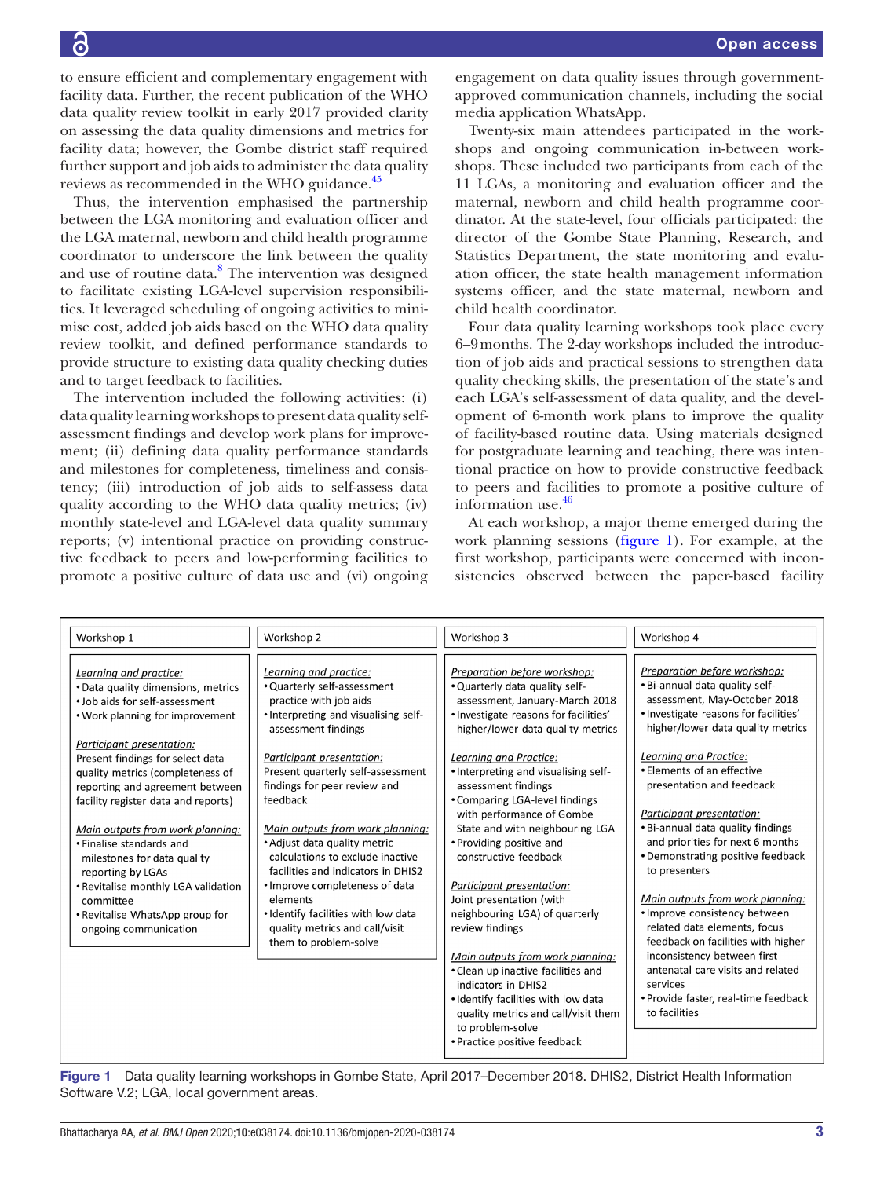to ensure efficient and complementary engagement with facility data. Further, the recent publication of the WHO data quality review toolkit in early 2017 provided clarity on assessing the data quality dimensions and metrics for facility data; however, the Gombe district staff required further support and job aids to administer the data quality reviews as recommended in the WHO guidance.[45]

Thus, the intervention emphasised the partnership between the LGA monitoring and evaluation officer and the LGA maternal, newborn and child health programme coordinator to underscore the link between the quality and use of routine data.[8] The intervention was designed to facilitate existing LGA-level supervision responsibilities. It leveraged scheduling of ongoing activities to minimise cost, added job aids based on the WHO data quality review toolkit, and defined performance standards to provide structure to existing data quality checking duties and to target feedback to facilities.

The intervention included the following activities: (i) data quality learning workshops to present data quality self-assessment findings and develop work plans for improvement; (ii) defining data quality performance standards and milestones for completeness, timeliness and consistency; (iii) introduction of job aids to self-assess data quality according to the WHO data quality metrics; (iv) monthly state-level and LGA-level data quality summary reports; (v) intentional practice on providing constructive feedback to peers and low-performing facilities to promote a positive culture of data use and (vi) ongoing engagement on data quality issues through government-approved communication channels, including the social media application WhatsApp.

Twenty-six main attendees participated in the workshops and ongoing communication in-between workshops. These included two participants from each of the 11 LGAs, a monitoring and evaluation officer and the maternal, newborn and child health programme coordinator. At the state-level, four officials participated: the director of the Gombe State Planning, Research, and Statistics Department, the state monitoring and evaluation officer, the state health management information systems officer, and the state maternal, newborn and child health coordinator.

Four data quality learning workshops took place every 6–9 months. The 2-day workshops included the introduction of job aids and practical sessions to strengthen data quality checking skills, the presentation of the state's and each LGA's self-assessment of data quality, and the development of 6-month work plans to improve the quality of facility-based routine data. Using materials designed for postgraduate learning and teaching, there was intentional practice on how to provide constructive feedback to peers and facilities to promote a positive culture of information use.[46]

At each workshop, a major theme emerged during the work planning sessions (figure 1). For example, at the first workshop, participants were concerned with inconsistencies observed between the paper-based facility

| Workshop 1 | Workshop 2 | Workshop 3 | Workshop 4 |
|---|---|---|---|
| *Learning and practice:*<br>• Data quality dimensions, metrics<br>• Job aids for self-assessment<br>• Work planning for improvement<br><br>*Participant presentation:*<br>Present findings for select data quality metrics (completeness of reporting and agreement between facility register data and reports)<br><br>*Main outputs from work planning:*<br>• Finalise standards and milestones for data quality reporting by LGAs<br>• Revitalise monthly LGA validation committee<br>• Revitalise WhatsApp group for ongoing communication | *Learning and practice:*<br>• Quarterly self-assessment practice with job aids<br>• Interpreting and visualising self-assessment findings<br><br>*Participant presentation:*<br>Present quarterly self-assessment findings for peer review and feedback<br><br>*Main outputs from work planning:*<br>• Adjust data quality metric calculations to exclude inactive facilities and indicators in DHIS2<br>• Improve completeness of data elements<br>• Identify facilities with low data quality metrics and call/visit them to problem-solve | *Preparation before workshop:*<br>• Quarterly data quality self-assessment, January-March 2018<br>• Investigate reasons for facilities' higher/lower data quality metrics<br><br>*Learning and Practice:*<br>• Interpreting and visualising self-assessment findings<br>• Comparing LGA-level findings with performance of Gombe State and with neighbouring LGA<br>• Providing positive and constructive feedback<br><br>*Participant presentation:*<br>Joint presentation (with neighbouring LGA) of quarterly review findings<br><br>*Main outputs from work planning:*<br>• Clean up inactive facilities and indicators in DHIS2<br>• Identify facilities with low data quality metrics and call/visit them to problem-solve<br>• Practice positive feedback | *Preparation before workshop:*<br>• Bi-annual data quality self-assessment, May-October 2018<br>• Investigate reasons for facilities' higher/lower data quality metrics<br><br>*Learning and Practice:*<br>• Elements of an effective presentation and feedback<br><br>*Participant presentation:*<br>• Bi-annual data quality findings and priorities for next 6 months<br>• Demonstrating positive feedback to presenters<br><br>*Main outputs from work planning:*<br>• Improve consistency between related data elements, focus feedback on facilities with higher inconsistency between first antenatal care visits and related services<br>• Provide faster, real-time feedback to facilities |

**Figure 1** Data quality learning workshops in Gombe State, April 2017–December 2018. DHIS2, District Health Information Software V.2; LGA, local government areas.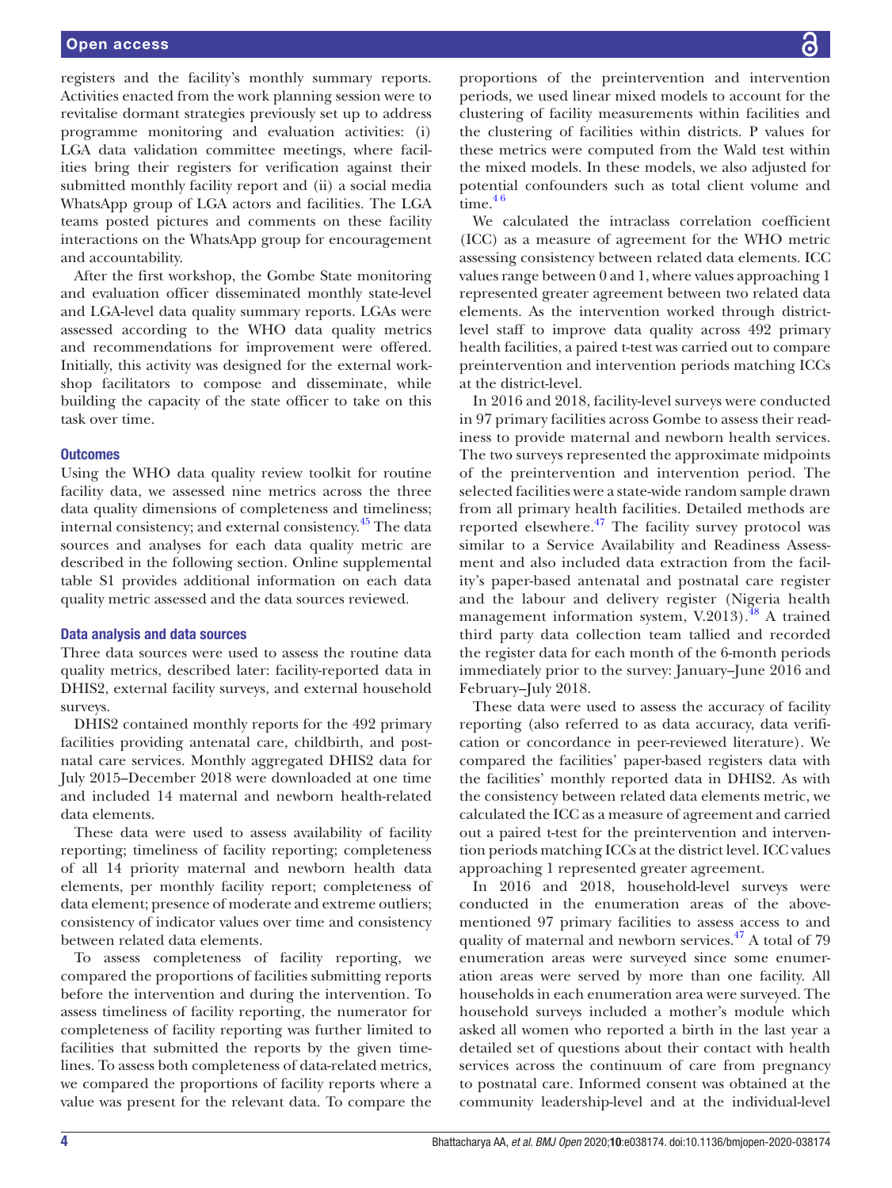registers and the facility's monthly summary reports. Activities enacted from the work planning session were to revitalise dormant strategies previously set up to address programme monitoring and evaluation activities: (i) LGA data validation committee meetings, where facilities bring their registers for verification against their submitted monthly facility report and (ii) a social media WhatsApp group of LGA actors and facilities. The LGA teams posted pictures and comments on these facility interactions on the WhatsApp group for encouragement and accountability.

After the first workshop, the Gombe State monitoring and evaluation officer disseminated monthly state-level and LGA-level data quality summary reports. LGAs were assessed according to the WHO data quality metrics and recommendations for improvement were offered. Initially, this activity was designed for the external workshop facilitators to compose and disseminate, while building the capacity of the state officer to take on this task over time.

### Outcomes

Using the WHO data quality review toolkit for routine facility data, we assessed nine metrics across the three data quality dimensions of completeness and timeliness; internal consistency; and external consistency.[45] The data sources and analyses for each data quality metric are described in the following section. Online supplemental table S1 provides additional information on each data quality metric assessed and the data sources reviewed.

### Data analysis and data sources

Three data sources were used to assess the routine data quality metrics, described later: facility-reported data in DHIS2, external facility surveys, and external household surveys.

DHIS2 contained monthly reports for the 492 primary facilities providing antenatal care, childbirth, and postnatal care services. Monthly aggregated DHIS2 data for July 2015–December 2018 were downloaded at one time and included 14 maternal and newborn health-related data elements.

These data were used to assess availability of facility reporting; timeliness of facility reporting; completeness of all 14 priority maternal and newborn health data elements, per monthly facility report; completeness of data element; presence of moderate and extreme outliers; consistency of indicator values over time and consistency between related data elements.

To assess completeness of facility reporting, we compared the proportions of facilities submitting reports before the intervention and during the intervention. To assess timeliness of facility reporting, the numerator for completeness of facility reporting was further limited to facilities that submitted the reports by the given timelines. To assess both completeness of data-related metrics, we compared the proportions of facility reports where a value was present for the relevant data. To compare the proportions of the preintervention and intervention periods, we used linear mixed models to account for the clustering of facility measurements within facilities and the clustering of facilities within districts. P values for these metrics were computed from the Wald test within the mixed models. In these models, we also adjusted for potential confounders such as total client volume and time.[4,6]

We calculated the intraclass correlation coefficient (ICC) as a measure of agreement for the WHO metric assessing consistency between related data elements. ICC values range between 0 and 1, where values approaching 1 represented greater agreement between two related data elements. As the intervention worked through district-level staff to improve data quality across 492 primary health facilities, a paired t-test was carried out to compare preintervention and intervention periods matching ICCs at the district-level.

In 2016 and 2018, facility-level surveys were conducted in 97 primary facilities across Gombe to assess their readiness to provide maternal and newborn health services. The two surveys represented the approximate midpoints of the preintervention and intervention period. The selected facilities were a state-wide random sample drawn from all primary health facilities. Detailed methods are reported elsewhere.[47] The facility survey protocol was similar to a Service Availability and Readiness Assessment and also included data extraction from the facility's paper-based antenatal and postnatal care register and the labour and delivery register (Nigeria health management information system, V.2013).[48] A trained third party data collection team tallied and recorded the register data for each month of the 6-month periods immediately prior to the survey: January–June 2016 and February–July 2018.

These data were used to assess the accuracy of facility reporting (also referred to as data accuracy, data verification or concordance in peer-reviewed literature). We compared the facilities' paper-based registers data with the facilities' monthly reported data in DHIS2. As with the consistency between related data elements metric, we calculated the ICC as a measure of agreement and carried out a paired t-test for the preintervention and intervention periods matching ICCs at the district level. ICC values approaching 1 represented greater agreement.

In 2016 and 2018, household-level surveys were conducted in the enumeration areas of the above-mentioned 97 primary facilities to assess access to and quality of maternal and newborn services.[47] A total of 79 enumeration areas were surveyed since some enumeration areas were served by more than one facility. All households in each enumeration area were surveyed. The household surveys included a mother's module which asked all women who reported a birth in the last year a detailed set of questions about their contact with health services across the continuum of care from pregnancy to postnatal care. Informed consent was obtained at the community leadership-level and at the individual-level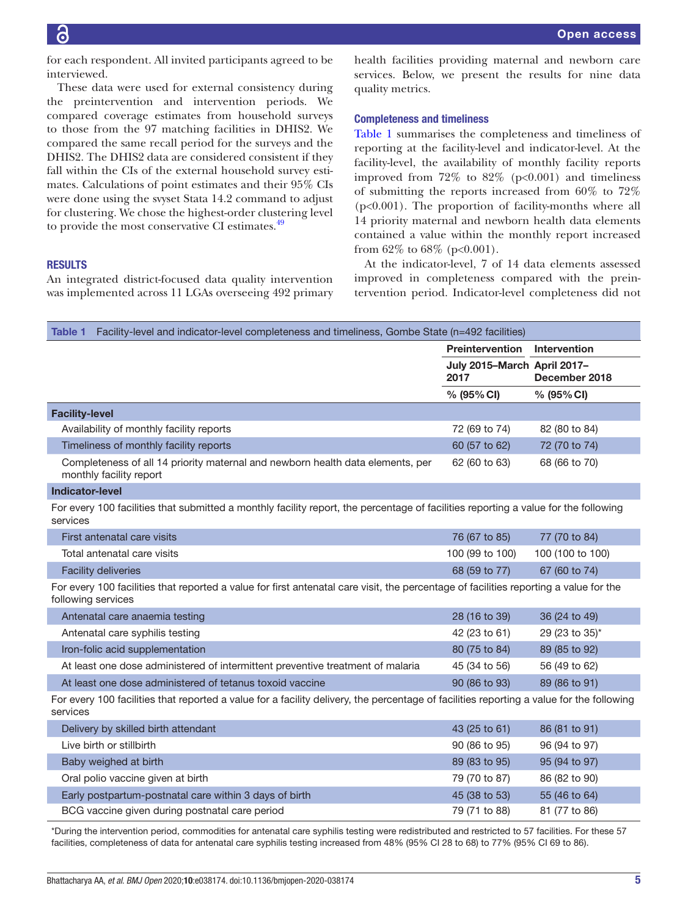for each respondent. All invited participants agreed to be interviewed.

These data were used for external consistency during the preintervention and intervention periods. We compared coverage estimates from household surveys to those from the 97 matching facilities in DHIS2. We compared the same recall period for the surveys and the DHIS2. The DHIS2 data are considered consistent if they fall within the CIs of the external household survey estimates. Calculations of point estimates and their 95% CIs were done using the svyset Stata 14.2 command to adjust for clustering. We chose the highest-order clustering level to provide the most conservative CI estimates.[49]

## RESULTS

An integrated district-focused data quality intervention was implemented across 11 LGAs overseeing 492 primary health facilities providing maternal and newborn care services. Below, we present the results for nine data quality metrics.

### Completeness and timeliness

Table 1 summarises the completeness and timeliness of reporting at the facility-level and indicator-level. At the facility-level, the availability of monthly facility reports improved from 72% to 82% (p<0.001) and timeliness of submitting the reports increased from 60% to 72% (p<0.001). The proportion of facility-months where all 14 priority maternal and newborn health data elements contained a value within the monthly report increased from 62% to 68% (p<0.001).

At the indicator-level, 7 of 14 data elements assessed improved in completeness compared with the preintervention period. Indicator-level completeness did not

**Table 1** Facility-level and indicator-level completeness and timeliness, Gombe State (n=492 facilities)

| | Preintervention | Intervention |
|---|---|---|
| | July 2015–March 2017 | April 2017–December 2018 |
| | % (95% CI) | % (95% CI) |
| **Facility-level** | | |
| Availability of monthly facility reports | 72 (69 to 74) | 82 (80 to 84) |
| Timeliness of monthly facility reports | 60 (57 to 62) | 72 (70 to 74) |
| Completeness of all 14 priority maternal and newborn health data elements, per monthly facility report | 62 (60 to 63) | 68 (66 to 70) |
| **Indicator-level** | | |
| For every 100 facilities that submitted a monthly facility report, the percentage of facilities reporting a value for the following services | | |
| First antenatal care visits | 76 (67 to 85) | 77 (70 to 84) |
| Total antenatal care visits | 100 (99 to 100) | 100 (100 to 100) |
| Facility deliveries | 68 (59 to 77) | 67 (60 to 74) |
| For every 100 facilities that reported a value for first antenatal care visit, the percentage of facilities reporting a value for the following services | | |
| Antenatal care anaemia testing | 28 (16 to 39) | 36 (24 to 49) |
| Antenatal care syphilis testing | 42 (23 to 61) | 29 (23 to 35)* |
| Iron-folic acid supplementation | 80 (75 to 84) | 89 (85 to 92) |
| At least one dose administered of intermittent preventive treatment of malaria | 45 (34 to 56) | 56 (49 to 62) |
| At least one dose administered of tetanus toxoid vaccine | 90 (86 to 93) | 89 (86 to 91) |
| For every 100 facilities that reported a value for a facility delivery, the percentage of facilities reporting a value for the following services | | |
| Delivery by skilled birth attendant | 43 (25 to 61) | 86 (81 to 91) |
| Live birth or stillbirth | 90 (86 to 95) | 96 (94 to 97) |
| Baby weighed at birth | 89 (83 to 95) | 95 (94 to 97) |
| Oral polio vaccine given at birth | 79 (70 to 87) | 86 (82 to 90) |
| Early postpartum-postnatal care within 3 days of birth | 45 (38 to 53) | 55 (46 to 64) |
| BCG vaccine given during postnatal care period | 79 (71 to 88) | 81 (77 to 86) |

*During the intervention period, commodities for antenatal care syphilis testing were redistributed and restricted to 57 facilities. For these 57 facilities, completeness of data for antenatal care syphilis testing increased from 48% (95% CI 28 to 68) to 77% (95% CI 69 to 86).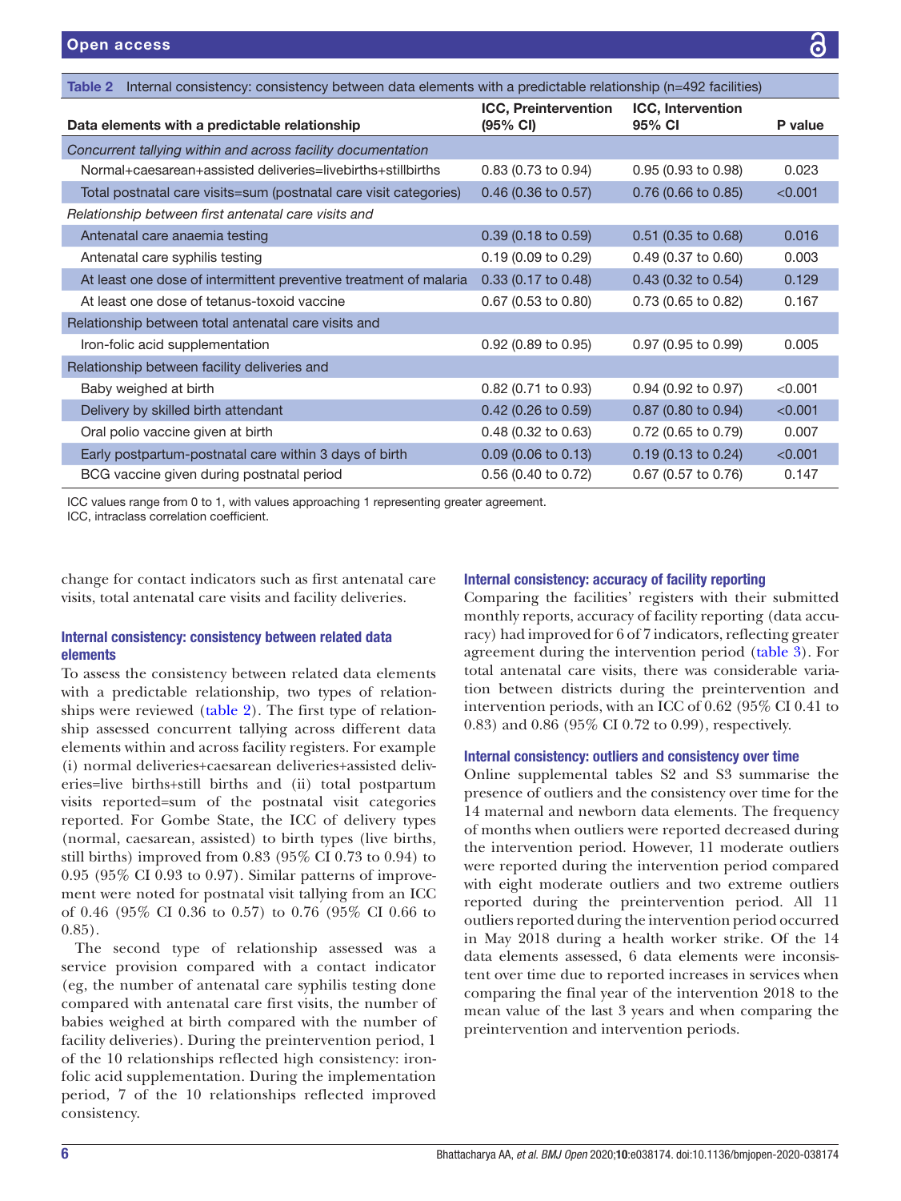Table 2 Internal consistency: consistency between data elements with a predictable relationship (n=492 facilities)

| Data elements with a predictable relationship | ICC, Preintervention (95% CI) | ICC, Intervention 95% CI | P value |
|---|---|---|---|
| *Concurrent tallying within and across facility documentation* | | | |
| Normal+caesarean+assisted deliveries=livebirths+stillbirths | 0.83 (0.73 to 0.94) | 0.95 (0.93 to 0.98) | 0.023 |
| Total postnatal care visits=sum (postnatal care visit categories) | 0.46 (0.36 to 0.57) | 0.76 (0.66 to 0.85) | <0.001 |
| *Relationship between first antenatal care visits and* | | | |
| Antenatal care anaemia testing | 0.39 (0.18 to 0.59) | 0.51 (0.35 to 0.68) | 0.016 |
| Antenatal care syphilis testing | 0.19 (0.09 to 0.29) | 0.49 (0.37 to 0.60) | 0.003 |
| At least one dose of intermittent preventive treatment of malaria | 0.33 (0.17 to 0.48) | 0.43 (0.32 to 0.54) | 0.129 |
| At least one dose of tetanus-toxoid vaccine | 0.67 (0.53 to 0.80) | 0.73 (0.65 to 0.82) | 0.167 |
| Relationship between total antenatal care visits and | | | |
| Iron-folic acid supplementation | 0.92 (0.89 to 0.95) | 0.97 (0.95 to 0.99) | 0.005 |
| Relationship between facility deliveries and | | | |
| Baby weighed at birth | 0.82 (0.71 to 0.93) | 0.94 (0.92 to 0.97) | <0.001 |
| Delivery by skilled birth attendant | 0.42 (0.26 to 0.59) | 0.87 (0.80 to 0.94) | <0.001 |
| Oral polio vaccine given at birth | 0.48 (0.32 to 0.63) | 0.72 (0.65 to 0.79) | 0.007 |
| Early postpartum-postnatal care within 3 days of birth | 0.09 (0.06 to 0.13) | 0.19 (0.13 to 0.24) | <0.001 |
| BCG vaccine given during postnatal period | 0.56 (0.40 to 0.72) | 0.67 (0.57 to 0.76) | 0.147 |

ICC values range from 0 to 1, with values approaching 1 representing greater agreement.
ICC, intraclass correlation coefficient.

change for contact indicators such as first antenatal care visits, total antenatal care visits and facility deliveries.

### Internal consistency: consistency between related data elements

To assess the consistency between related data elements with a predictable relationship, two types of relationships were reviewed (table 2). The first type of relationship assessed concurrent tallying across different data elements within and across facility registers. For example (i) normal deliveries+caesarean deliveries+assisted deliveries=live births+still births and (ii) total postpartum visits reported=sum of the postnatal visit categories reported. For Gombe State, the ICC of delivery types (normal, caesarean, assisted) to birth types (live births, still births) improved from 0.83 (95% CI 0.73 to 0.94) to 0.95 (95% CI 0.93 to 0.97). Similar patterns of improvement were noted for postnatal visit tallying from an ICC of 0.46 (95% CI 0.36 to 0.57) to 0.76 (95% CI 0.66 to 0.85).

The second type of relationship assessed was a service provision compared with a contact indicator (eg, the number of antenatal care syphilis testing done compared with antenatal care first visits, the number of babies weighed at birth compared with the number of facility deliveries). During the preintervention period, 1 of the 10 relationships reflected high consistency: iron-folic acid supplementation. During the implementation period, 7 of the 10 relationships reflected improved consistency.

### Internal consistency: accuracy of facility reporting

Comparing the facilities' registers with their submitted monthly reports, accuracy of facility reporting (data accuracy) had improved for 6 of 7 indicators, reflecting greater agreement during the intervention period (table 3). For total antenatal care visits, there was considerable variation between districts during the preintervention and intervention periods, with an ICC of 0.62 (95% CI 0.41 to 0.83) and 0.86 (95% CI 0.72 to 0.99), respectively.

### Internal consistency: outliers and consistency over time

Online supplemental tables S2 and S3 summarise the presence of outliers and the consistency over time for the 14 maternal and newborn data elements. The frequency of months when outliers were reported decreased during the intervention period. However, 11 moderate outliers were reported during the intervention period compared with eight moderate outliers and two extreme outliers reported during the preintervention period. All 11 outliers reported during the intervention period occurred in May 2018 during a health worker strike. Of the 14 data elements assessed, 6 data elements were inconsistent over time due to reported increases in services when comparing the final year of the intervention 2018 to the mean value of the last 3 years and when comparing the preintervention and intervention periods.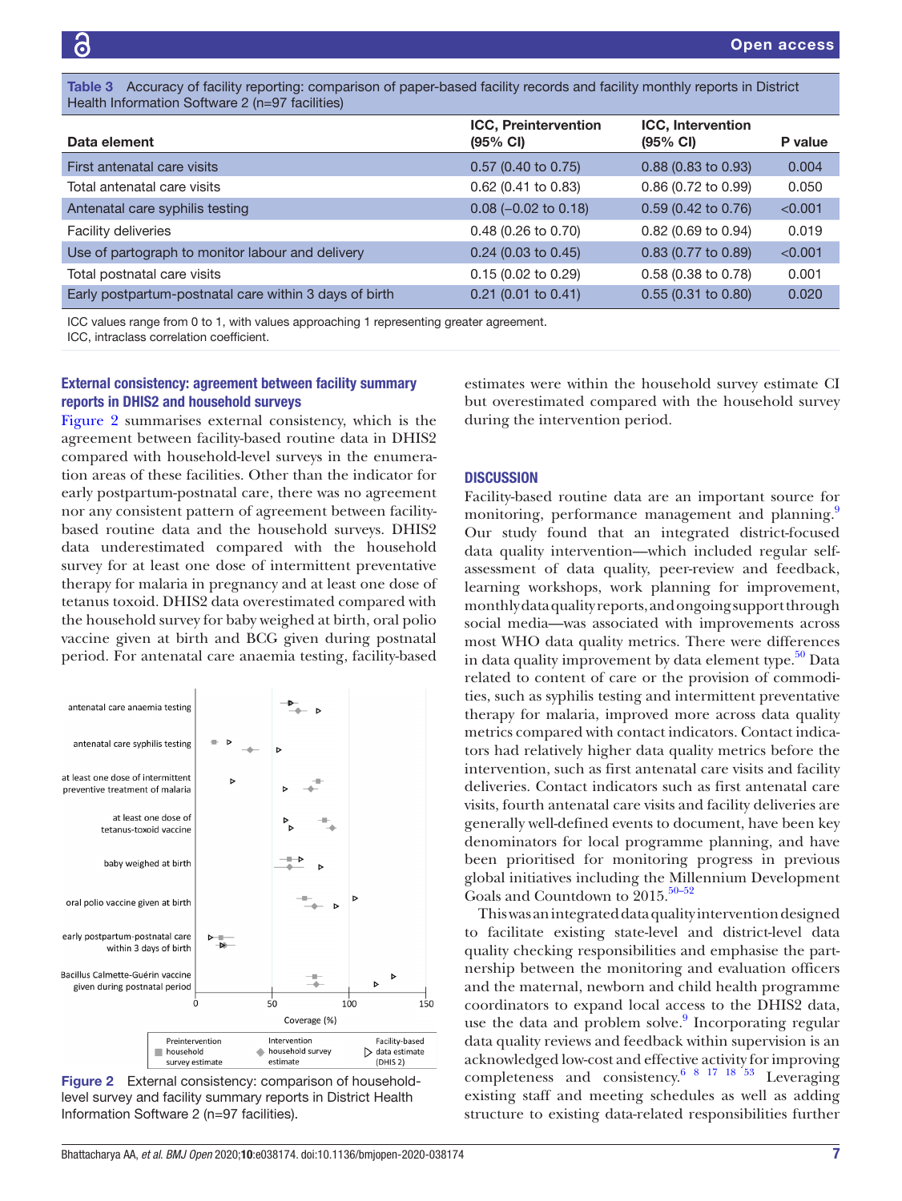**Table 3** Accuracy of facility reporting: comparison of paper-based facility records and facility monthly reports in District Health Information Software 2 (n=97 facilities)

| Data element | ICC, Preintervention (95% CI) | ICC, Intervention (95% CI) | P value |
|---|---|---|---|
| First antenatal care visits | 0.57 (0.40 to 0.75) | 0.88 (0.83 to 0.93) | 0.004 |
| Total antenatal care visits | 0.62 (0.41 to 0.83) | 0.86 (0.72 to 0.99) | 0.050 |
| Antenatal care syphilis testing | 0.08 (−0.02 to 0.18) | 0.59 (0.42 to 0.76) | <0.001 |
| Facility deliveries | 0.48 (0.26 to 0.70) | 0.82 (0.69 to 0.94) | 0.019 |
| Use of partograph to monitor labour and delivery | 0.24 (0.03 to 0.45) | 0.83 (0.77 to 0.89) | <0.001 |
| Total postnatal care visits | 0.15 (0.02 to 0.29) | 0.58 (0.38 to 0.78) | 0.001 |
| Early postpartum-postnatal care within 3 days of birth | 0.21 (0.01 to 0.41) | 0.55 (0.31 to 0.80) | 0.020 |

ICC values range from 0 to 1, with values approaching 1 representing greater agreement.
ICC, intraclass correlation coefficient.

### External consistency: agreement between facility summary reports in DHIS2 and household surveys

Figure 2 summarises external consistency, which is the agreement between facility-based routine data in DHIS2 compared with household-level surveys in the enumeration areas of these facilities. Other than the indicator for early postpartum-postnatal care, there was no agreement nor any consistent pattern of agreement between facility-based routine data and the household surveys. DHIS2 data underestimated compared with the household survey for at least one dose of intermittent preventative therapy for malaria in pregnancy and at least one dose of tetanus toxoid. DHIS2 data overestimated compared with the household survey for baby weighed at birth, oral polio vaccine given at birth and BCG given during postnatal period. For antenatal care anaemia testing, facility-based estimates were within the household survey estimate CI but overestimated compared with the household survey during the intervention period.

**Figure 2** External consistency: comparison of household-level survey and facility summary reports in District Health Information Software 2 (n=97 facilities).

## DISCUSSION

Facility-based routine data are an important source for monitoring, performance management and planning.[9] Our study found that an integrated district-focused data quality intervention—which included regular self-assessment of data quality, peer-review and feedback, learning workshops, work planning for improvement, monthly data quality reports, and ongoing support through social media—was associated with improvements across most WHO data quality metrics. There were differences in data quality improvement by data element type.[50] Data related to content of care or the provision of commodities, such as syphilis testing and intermittent preventative therapy for malaria, improved more across data quality metrics compared with contact indicators. Contact indicators had relatively higher data quality metrics before the intervention, such as first antenatal care visits and facility deliveries. Contact indicators such as first antenatal care visits, fourth antenatal care visits and facility deliveries are generally well-defined events to document, have been key denominators for local programme planning, and have been prioritised for monitoring progress in previous global initiatives including the Millennium Development Goals and Countdown to 2015.[50–52]

This was an integrated data quality intervention designed to facilitate existing state-level and district-level data quality checking responsibilities and emphasise the partnership between the monitoring and evaluation officers and the maternal, newborn and child health programme coordinators to expand local access to the DHIS2 data, use the data and problem solve.[9] Incorporating regular data quality reviews and feedback within supervision is an acknowledged low-cost and effective activity for improving completeness and consistency.[6 8 17 18 53] Leveraging existing staff and meeting schedules as well as adding structure to existing data-related responsibilities further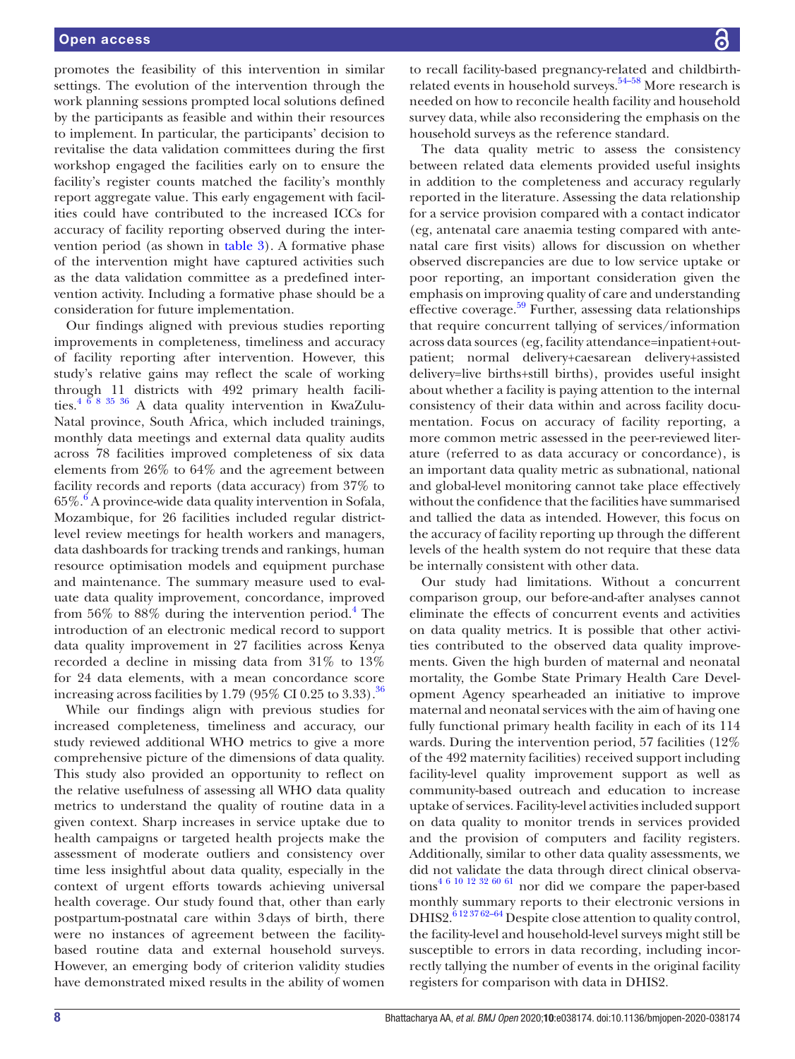promotes the feasibility of this intervention in similar settings. The evolution of the intervention through the work planning sessions prompted local solutions defined by the participants as feasible and within their resources to implement. In particular, the participants' decision to revitalise the data validation committees during the first workshop engaged the facilities early on to ensure the facility's register counts matched the facility's monthly report aggregate value. This early engagement with facilities could have contributed to the increased ICCs for accuracy of facility reporting observed during the intervention period (as shown in table 3). A formative phase of the intervention might have captured activities such as the data validation committee as a predefined intervention activity. Including a formative phase should be a consideration for future implementation.

Our findings aligned with previous studies reporting improvements in completeness, timeliness and accuracy of facility reporting after intervention. However, this study's relative gains may reflect the scale of working through 11 districts with 492 primary health facilities.[4 6 8 35 36] A data quality intervention in KwaZulu-Natal province, South Africa, which included trainings, monthly data meetings and external data quality audits across 78 facilities improved completeness of six data elements from 26% to 64% and the agreement between facility records and reports (data accuracy) from 37% to 65%.[6] A province-wide data quality intervention in Sofala, Mozambique, for 26 facilities included regular district-level review meetings for health workers and managers, data dashboards for tracking trends and rankings, human resource optimisation models and equipment purchase and maintenance. The summary measure used to evaluate data quality improvement, concordance, improved from 56% to 88% during the intervention period.[4] The introduction of an electronic medical record to support data quality improvement in 27 facilities across Kenya recorded a decline in missing data from 31% to 13% for 24 data elements, with a mean concordance score increasing across facilities by 1.79 (95% CI 0.25 to 3.33).[36]

While our findings align with previous studies for increased completeness, timeliness and accuracy, our study reviewed additional WHO metrics to give a more comprehensive picture of the dimensions of data quality. This study also provided an opportunity to reflect on the relative usefulness of assessing all WHO data quality metrics to understand the quality of routine data in a given context. Sharp increases in service uptake due to health campaigns or targeted health projects make the assessment of moderate outliers and consistency over time less insightful about data quality, especially in the context of urgent efforts towards achieving universal health coverage. Our study found that, other than early postpartum-postnatal care within 3 days of birth, there were no instances of agreement between the facility-based routine data and external household surveys. However, an emerging body of criterion validity studies have demonstrated mixed results in the ability of women to recall facility-based pregnancy-related and childbirth-related events in household surveys.[54–58] More research is needed on how to reconcile health facility and household survey data, while also reconsidering the emphasis on the household surveys as the reference standard.

The data quality metric to assess the consistency between related data elements provided useful insights in addition to the completeness and accuracy regularly reported in the literature. Assessing the data relationship for a service provision compared with a contact indicator (eg, antenatal care anaemia testing compared with antenatal care first visits) allows for discussion on whether observed discrepancies are due to low service uptake or poor reporting, an important consideration given the emphasis on improving quality of care and understanding effective coverage.[59] Further, assessing data relationships that require concurrent tallying of services/information across data sources (eg, facility attendance=inpatient+outpatient; normal delivery+caesarean delivery+assisted delivery=live births+still births), provides useful insight about whether a facility is paying attention to the internal consistency of their data within and across facility documentation. Focus on accuracy of facility reporting, a more common metric assessed in the peer-reviewed literature (referred to as data accuracy or concordance), is an important data quality metric as subnational, national and global-level monitoring cannot take place effectively without the confidence that the facilities have summarised and tallied the data as intended. However, this focus on the accuracy of facility reporting up through the different levels of the health system do not require that these data be internally consistent with other data.

Our study had limitations. Without a concurrent comparison group, our before-and-after analyses cannot eliminate the effects of concurrent events and activities on data quality metrics. It is possible that other activities contributed to the observed data quality improvements. Given the high burden of maternal and neonatal mortality, the Gombe State Primary Health Care Development Agency spearheaded an initiative to improve maternal and neonatal services with the aim of having one fully functional primary health facility in each of its 114 wards. During the intervention period, 57 facilities (12% of the 492 maternity facilities) received support including facility-level quality improvement support as well as community-based outreach and education to increase uptake of services. Facility-level activities included support on data quality to monitor trends in services provided and the provision of computers and facility registers. Additionally, similar to other data quality assessments, we did not validate the data through direct clinical observations[4 6 10 12 32 60 61] nor did we compare the paper-based monthly summary reports to their electronic versions in DHIS2.[6 12 37 62–64] Despite close attention to quality control, the facility-level and household-level surveys might still be susceptible to errors in data recording, including incorrectly tallying the number of events in the original facility registers for comparison with data in DHIS2.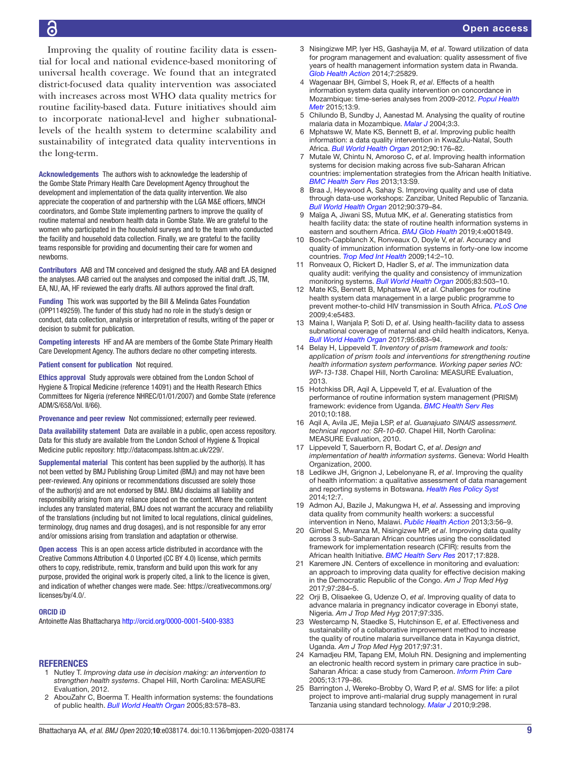Improving the quality of routine facility data is essential for local and national evidence-based monitoring of universal health coverage. We found that an integrated district-focused data quality intervention was associated with increases across most WHO data quality metrics for routine facility-based data. Future initiatives should aim to incorporate national-level and higher subnational-levels of the health system to determine scalability and sustainability of integrated data quality interventions in the long-term.

**Acknowledgements** The authors wish to acknowledge the leadership of the Gombe State Primary Health Care Development Agency throughout the development and implementation of the data quality intervention. We also appreciate the cooperation of and partnership with the LGA M&E officers, MNCH coordinators, and Gombe State implementing partners to improve the quality of routine maternal and newborn health data in Gombe State. We are grateful to the women who participated in the household surveys and to the team who conducted the facility and household data collection. Finally, we are grateful to the facility teams responsible for providing and documenting their care for women and newborns.

**Contributors** AAB and TM conceived and designed the study. AAB and EA designed the analyses. AAB carried out the analyses and composed the initial draft. JS, TM, EA, NU, AA, HF reviewed the early drafts. All authors approved the final draft.

**Funding** This work was supported by the Bill & Melinda Gates Foundation (OPP1149259). The funder of this study had no role in the study's design or conduct, data collection, analysis or interpretation of results, writing of the paper or decision to submit for publication.

**Competing interests** HF and AA are members of the Gombe State Primary Health Care Development Agency. The authors declare no other competing interests.

**Patient consent for publication** Not required.

**Ethics approval** Study approvals were obtained from the London School of Hygiene & Tropical Medicine (reference 14091) and the Health Research Ethics Committees for Nigeria (reference NHREC/01/01/2007) and Gombe State (reference ADM/S/658/Vol. II/66).

**Provenance and peer review** Not commissioned; externally peer reviewed.

**Data availability statement** Data are available in a public, open access repository. Data for this study are available from the London School of Hygiene & Tropical Medicine public repository: http://datacompass.lshtm.ac.uk/229/.

**Supplemental material** This content has been supplied by the author(s). It has not been vetted by BMJ Publishing Group Limited (BMJ) and may not have been peer-reviewed. Any opinions or recommendations discussed are solely those of the author(s) and are not endorsed by BMJ. BMJ disclaims all liability and responsibility arising from any reliance placed on the content. Where the content includes any translated material, BMJ does not warrant the accuracy and reliability of the translations (including but not limited to local regulations, clinical guidelines, terminology, drug names and drug dosages), and is not responsible for any error and/or omissions arising from translation and adaptation or otherwise.

**Open access** This is an open access article distributed in accordance with the Creative Commons Attribution 4.0 Unported (CC BY 4.0) license, which permits others to copy, redistribute, remix, transform and build upon this work for any purpose, provided the original work is properly cited, a link to the licence is given, and indication of whether changes were made. See: https://creativecommons.org/licenses/by/4.0/.

**ORCID iD**

Antoinette Alas Bhattacharya http://orcid.org/0000-0001-5400-9383

## REFERENCES

1. Nutley T. *Improving data use in decision making: an intervention to strengthen health systems*. Chapel Hill, North Carolina: MEASURE Evaluation, 2012.
2. AbouZahr C, Boerma T. Health information systems: the foundations of public health. *Bull World Health Organ* 2005;83:578–83.
3. Nisingizwe MP, Iyer HS, Gashayija M, *et al*. Toward utilization of data for program management and evaluation: quality assessment of five years of health management information system data in Rwanda. *Glob Health Action* 2014;7:25829.
4. Wagenaar BH, Gimbel S, Hoek R, *et al*. Effects of a health information system data quality intervention on concordance in Mozambique: time-series analyses from 2009-2012. *Popul Health Metr* 2015;13:9.
5. Chilundo B, Sundby J, Aanestad M. Analysing the quality of routine malaria data in Mozambique. *Malar J* 2004;3:3.
6. Mphatswe W, Mate KS, Bennett B, *et al*. Improving public health information: a data quality intervention in KwaZulu-Natal, South Africa. *Bull World Health Organ* 2012;90:176–82.
7. Mutale W, Chintu N, Amoroso C, *et al*. Improving health information systems for decision making across five sub-Saharan African countries: implementation strategies from the African health Initiative. *BMC Health Serv Res* 2013;13:S9.
8. Braa J, Heywood A, Sahay S. Improving quality and use of data through data-use workshops: Zanzibar, United Republic of Tanzania. *Bull World Health Organ* 2012;90:379–84.
9. Maïga A, Jiwani SS, Mutua MK, *et al*. Generating statistics from health facility data: the state of routine health information systems in eastern and southern Africa. *BMJ Glob Health* 2019;4:e001849.
10. Bosch-Capblanch X, Ronveaux O, Doyle V, *et al*. Accuracy and quality of immunization information systems in forty-one low income countries. *Trop Med Int Health* 2009;14:2–10.
11. Ronveaux O, Rickert D, Hadler S, *et al*. The immunization data quality audit: verifying the quality and consistency of immunization monitoring systems. *Bull World Health Organ* 2005;83:503–10.
12. Mate KS, Bennett B, Mphatswe W, *et al*. Challenges for routine health system data management in a large public programme to prevent mother-to-child HIV transmission in South Africa. *PLoS One* 2009;4:e5483.
13. Maina I, Wanjala P, Soti D, *et al*. Using health-facility data to assess subnational coverage of maternal and child health indicators, Kenya. *Bull World Health Organ* 2017;95:683–94.
14. Belay H, Lippeveld T. *Inventory of prism framework and tools: application of prism tools and interventions for strengthening routine health information system performance. Working paper series NO: WP-13-138*. Chapel Hill, North Carolina: MEASURE Evaluation, 2013.
15. Hotchkiss DR, Aqil A, Lippeveld T, *et al*. Evaluation of the performance of routine information system management (PRISM) framework: evidence from Uganda. *BMC Health Serv Res* 2010;10:188.
16. Aqil A, Avila JE, Mejia LSP, *et al*. *Guanajuato SINAIS assessment. technical report no: SR-10-60*. Chapel Hill, North Carolina: MEASURE Evaluation, 2010.
17. Lippeveld T, Sauerborn R, Bodart C, *et al*. *Design and implementation of health information systems*. Geneva: World Health Organization, 2000.
18. Ledikwe JH, Grignon J, Lebelonyane R, *et al*. Improving the quality of health information: a qualitative assessment of data management and reporting systems in Botswana. *Health Res Policy Syst* 2014;12:7.
19. Admon AJ, Bazile J, Makungwa H, *et al*. Assessing and improving data quality from community health workers: a successful intervention in Neno, Malawi. *Public Health Action* 2013;3:56–9.
20. Gimbel S, Mwanza M, Nisingizwe MP, *et al*. Improving data quality across 3 sub-Saharan African countries using the consolidated framework for implementation research (CFIR): results from the African health Initiative. *BMC Health Serv Res* 2017;17:828.
21. Karemere JN. Centers of excellence in monitoring and evaluation: an approach to improving data quality for effective decision making in the Democratic Republic of the Congo. *Am J Trop Med Hyg* 2017;97:284–5.
22. Orji B, Olisaekee G, Udenze O, *et al*. Improving quality of data to advance malaria in pregnancy indicator coverage in Ebonyi state, Nigeria. *Am J Trop Med Hyg* 2017;97:335.
23. Westercamp N, Staedke S, Hutchinson E, *et al*. Effectiveness and sustainability of a collaborative improvement method to increase the quality of routine malaria surveillance data in Kayunga district, Uganda. *Am J Trop Med Hyg* 2017;97:31.
24. Kamadjeu RM, Tapang EM, Moluh RN. Designing and implementing an electronic health record system in primary care practice in sub-Saharan Africa: a case study from Cameroon. *Inform Prim Care* 2005;13:179–86.
25. Barrington J, Wereko-Brobby O, Ward P, *et al*. SMS for life: a pilot project to improve anti-malarial drug supply management in rural Tanzania using standard technology. *Malar J* 2010;9:298.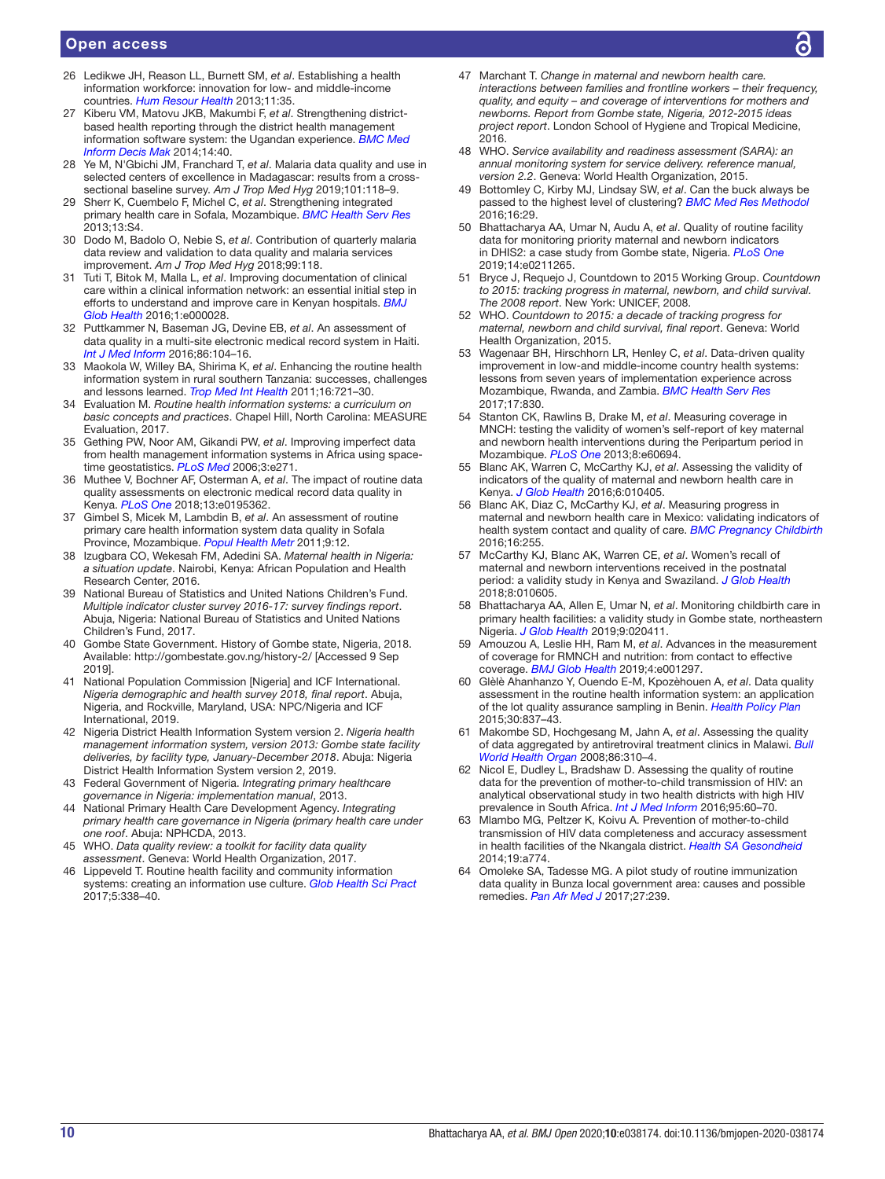26 Ledikwe JH, Reason LL, Burnett SM, *et al*. Establishing a health information workforce: innovation for low- and middle-income countries. *Hum Resour Health* 2013;11:35.
27 Kiberu VM, Matovu JKB, Makumbi F, *et al*. Strengthening district-based health reporting through the district health management information software system: the Ugandan experience. *BMC Med Inform Decis Mak* 2014;14:40.
28 Ye M, N'Gbichi JM, Franchard T, *et al*. Malaria data quality and use in selected centers of excellence in Madagascar: results from a cross-sectional baseline survey. *Am J Trop Med Hyg* 2019;101:118–9.
29 Sherr K, Cuembelo F, Michel C, *et al*. Strengthening integrated primary health care in Sofala, Mozambique. *BMC Health Serv Res* 2013;13:S4.
30 Dodo M, Badolo O, Nebie S, *et al*. Contribution of quarterly malaria data review and validation to data quality and malaria services improvement. *Am J Trop Med Hyg* 2018;99:118.
31 Tuti T, Bitok M, Malla L, *et al*. Improving documentation of clinical care within a clinical information network: an essential initial step in efforts to understand and improve care in Kenyan hospitals. *BMJ Glob Health* 2016;1:e000028.
32 Puttkammer N, Baseman JG, Devine EB, *et al*. An assessment of data quality in a multi-site electronic medical record system in Haiti. *Int J Med Inform* 2016;86:104–16.
33 Maokola W, Willey BA, Shirima K, *et al*. Enhancing the routine health information system in rural southern Tanzania: successes, challenges and lessons learned. *Trop Med Int Health* 2011;16:721–30.
34 Evaluation M. *Routine health information systems: a curriculum on basic concepts and practices*. Chapel Hill, North Carolina: MEASURE Evaluation, 2017.
35 Gething PW, Noor AM, Gikandi PW, *et al*. Improving imperfect data from health management information systems in Africa using space-time geostatistics. *PLoS Med* 2006;3:e271.
36 Muthee V, Bochner AF, Osterman A, *et al*. The impact of routine data quality assessments on electronic medical record data quality in Kenya. *PLoS One* 2018;13:e0195362.
37 Gimbel S, Micek M, Lambdin B, *et al*. An assessment of routine primary care health information system data quality in Sofala Province, Mozambique. *Popul Health Metr* 2011;9:12.
38 Izugbara CO, Wekesah FM, Adedini SA. *Maternal health in Nigeria: a situation update*. Nairobi, Kenya: African Population and Health Research Center, 2016.
39 National Bureau of Statistics and United Nations Children's Fund. *Multiple indicator cluster survey 2016-17: survey findings report*. Abuja, Nigeria: National Bureau of Statistics and United Nations Children's Fund, 2017.
40 Gombe State Government. History of Gombe state, Nigeria, 2018. Available: http://gombestate.gov.ng/history-2/ [Accessed 9 Sep 2019].
41 National Population Commission [Nigeria] and ICF International. *Nigeria demographic and health survey 2018, final report*. Abuja, Nigeria, and Rockville, Maryland, USA: NPC/Nigeria and ICF International, 2019.
42 Nigeria District Health Information System version 2. *Nigeria health management information system, version 2013: Gombe state facility deliveries, by facility type, January-December 2018*. Abuja: Nigeria District Health Information System version 2, 2019.
43 Federal Government of Nigeria. *Integrating primary healthcare governance in Nigeria: implementation manual*, 2013.
44 National Primary Health Care Development Agency. *Integrating primary health care governance in Nigeria (primary health care under one roof)*. Abuja: NPHCDA, 2013.
45 WHO. *Data quality review: a toolkit for facility data quality assessment*. Geneva: World Health Organization, 2017.
46 Lippeveld T. Routine health facility and community information systems: creating an information use culture. *Glob Health Sci Pract* 2017;5:338–40.
47 Marchant T. *Change in maternal and newborn health care. interactions between families and frontline workers – their frequency, quality, and equity – and coverage of interventions for mothers and newborns. Report from Gombe state, Nigeria, 2012-2015 ideas project report*. London School of Hygiene and Tropical Medicine, 2016.
48 WHO. *Service availability and readiness assessment (SARA): an annual monitoring system for service delivery. reference manual, version 2.2*. Geneva: World Health Organization, 2015.
49 Bottomley C, Kirby MJ, Lindsay SW, *et al*. Can the buck always be passed to the highest level of clustering? *BMC Med Res Methodol* 2016;16:29.
50 Bhattacharya AA, Umar N, Audu A, *et al*. Quality of routine facility data for monitoring priority maternal and newborn indicators in DHIS2: a case study from Gombe state, Nigeria. *PLoS One* 2019;14:e0211265.
51 Bryce J, Requejo J, Countdown to 2015 Working Group. *Countdown to 2015: tracking progress in maternal, newborn, and child survival. The 2008 report*. New York: UNICEF, 2008.
52 WHO. *Countdown to 2015: a decade of tracking progress for maternal, newborn and child survival, final report*. Geneva: World Health Organization, 2015.
53 Wagenaar BH, Hirschhorn LR, Henley C, *et al*. Data-driven quality improvement in low-and middle-income country health systems: lessons from seven years of implementation experience across Mozambique, Rwanda, and Zambia. *BMC Health Serv Res* 2017;17:830.
54 Stanton CK, Rawlins B, Drake M, *et al*. Measuring coverage in MNCH: testing the validity of women's self-report of key maternal and newborn health interventions during the Peripartum period in Mozambique. *PLoS One* 2013;8:e60694.
55 Blanc AK, Warren C, McCarthy KJ, *et al*. Assessing the validity of indicators of the quality of maternal and newborn health care in Kenya. *J Glob Health* 2016;6:010405.
56 Blanc AK, Diaz C, McCarthy KJ, *et al*. Measuring progress in maternal and newborn health care in Mexico: validating indicators of health system contact and quality of care. *BMC Pregnancy Childbirth* 2016;16:255.
57 McCarthy KJ, Blanc AK, Warren CE, *et al*. Women's recall of maternal and newborn interventions received in the postnatal period: a validity study in Kenya and Swaziland. *J Glob Health* 2018;8:010605.
58 Bhattacharya AA, Allen E, Umar N, *et al*. Monitoring childbirth care in primary health facilities: a validity study in Gombe state, northeastern Nigeria. *J Glob Health* 2019;9:020411.
59 Amouzou A, Leslie HH, Ram M, *et al*. Advances in the measurement of coverage for RMNCH and nutrition: from contact to effective coverage. *BMJ Glob Health* 2019;4:e001297.
60 Glèlè Ahanhanzo Y, Ouendo E-M, Kpozèhouen A, *et al*. Data quality assessment in the routine health information system: an application of the lot quality assurance sampling in Benin. *Health Policy Plan* 2015;30:837–43.
61 Makombe SD, Hochgesang M, Jahn A, *et al*. Assessing the quality of data aggregated by antiretroviral treatment clinics in Malawi. *Bull World Health Organ* 2008;86:310–4.
62 Nicol E, Dudley L, Bradshaw D. Assessing the quality of routine data for the prevention of mother-to-child transmission of HIV: an analytical observational study in two health districts with high HIV prevalence in South Africa. *Int J Med Inform* 2016;95:60–70.
63 Mlambo MG, Peltzer K, Koivu A. Prevention of mother-to-child transmission of HIV data completeness and accuracy assessment in health facilities of the Nkangala district. *Health SA Gesondheid* 2014;19:a774.
64 Omoleke SA, Tadesse MG. A pilot study of routine immunization data quality in Bunza local government area: causes and possible remedies. *Pan Afr Med J* 2017;27:239.